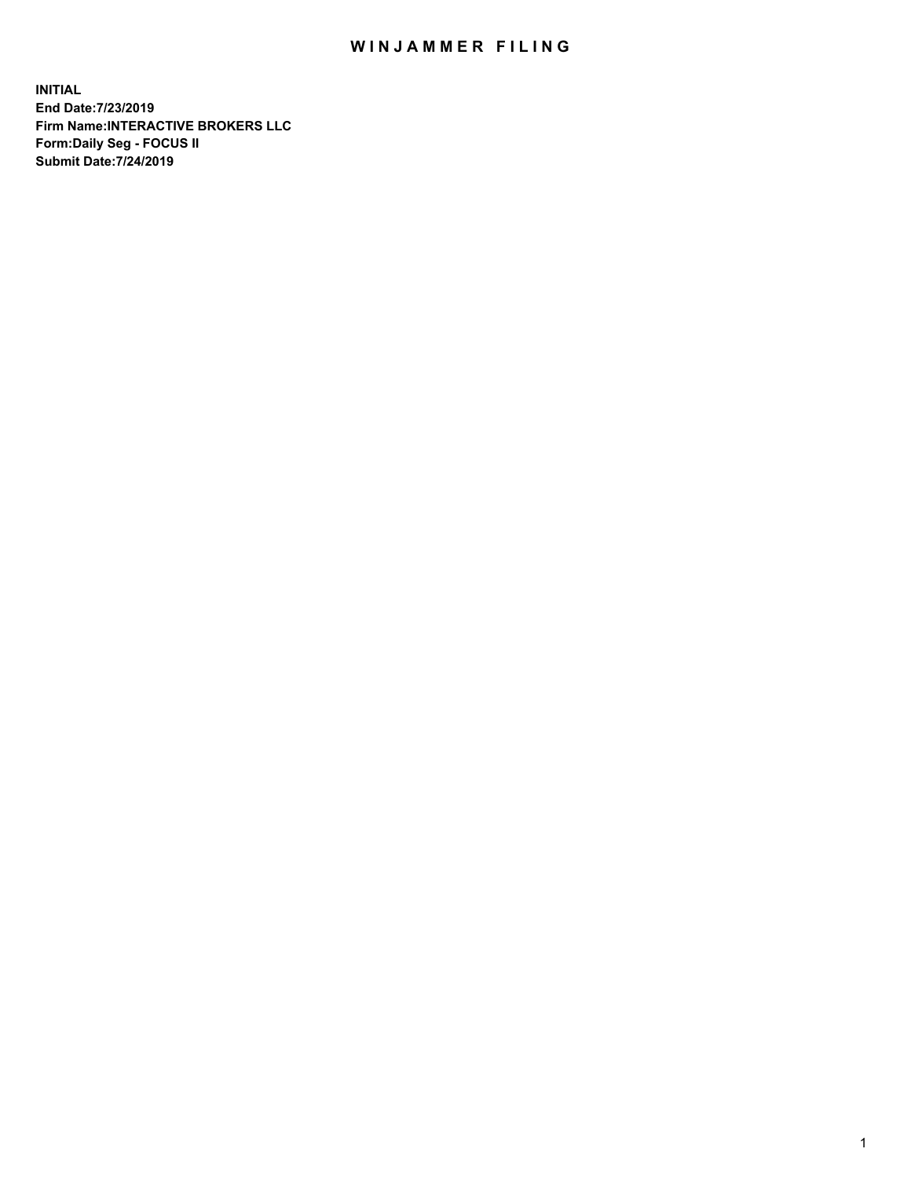# WINJAMMER FILING

**INITIAL**
**End Date:7/23/2019**
**Firm Name:INTERACTIVE BROKERS LLC**
**Form:Daily Seg - FOCUS II**
**Submit Date:7/24/2019**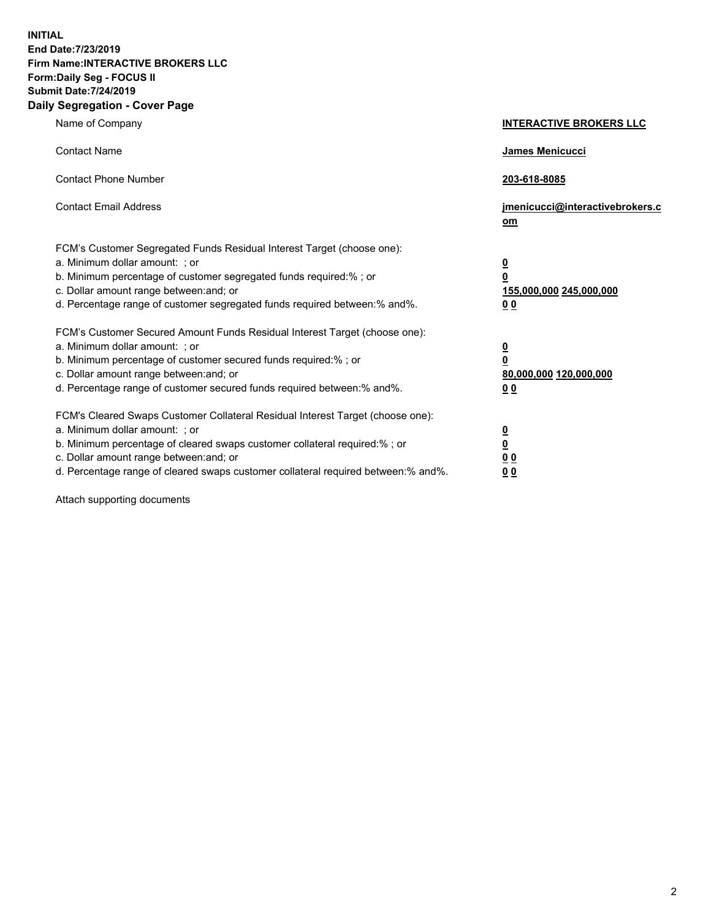**INITIAL**
**End Date:7/23/2019**
**Firm Name:INTERACTIVE BROKERS LLC**
**Form:Daily Seg - FOCUS II**
**Submit Date:7/24/2019**
**Daily Segregation - Cover Page**

| | |
|---|---|
| Name of Company | **INTERACTIVE BROKERS LLC** |
| Contact Name | **James Menicucci** |
| Contact Phone Number | **203-618-8085** |
| Contact Email Address | **jmenicucci@interactivebrokers.com** |
| FCM's Customer Segregated Funds Residual Interest Target (choose one): | |
| a. Minimum dollar amount: ; or | **0** |
| b. Minimum percentage of customer segregated funds required:% ; or | **0** |
| c. Dollar amount range between:and; or | **155,000,000 245,000,000** |
| d. Percentage range of customer segregated funds required between:% and%. | **0 0** |
| FCM's Customer Secured Amount Funds Residual Interest Target (choose one): | |
| a. Minimum dollar amount: ; or | **0** |
| b. Minimum percentage of customer secured funds required:% ; or | **0** |
| c. Dollar amount range between:and; or | **80,000,000 120,000,000** |
| d. Percentage range of customer secured funds required between:% and%. | **0 0** |
| FCM's Cleared Swaps Customer Collateral Residual Interest Target (choose one): | |
| a. Minimum dollar amount: ; or | **0** |
| b. Minimum percentage of cleared swaps customer collateral required:% ; or | **0** |
| c. Dollar amount range between:and; or | **0 0** |
| d. Percentage range of cleared swaps customer collateral required between:% and%. | **0 0** |

Attach supporting documents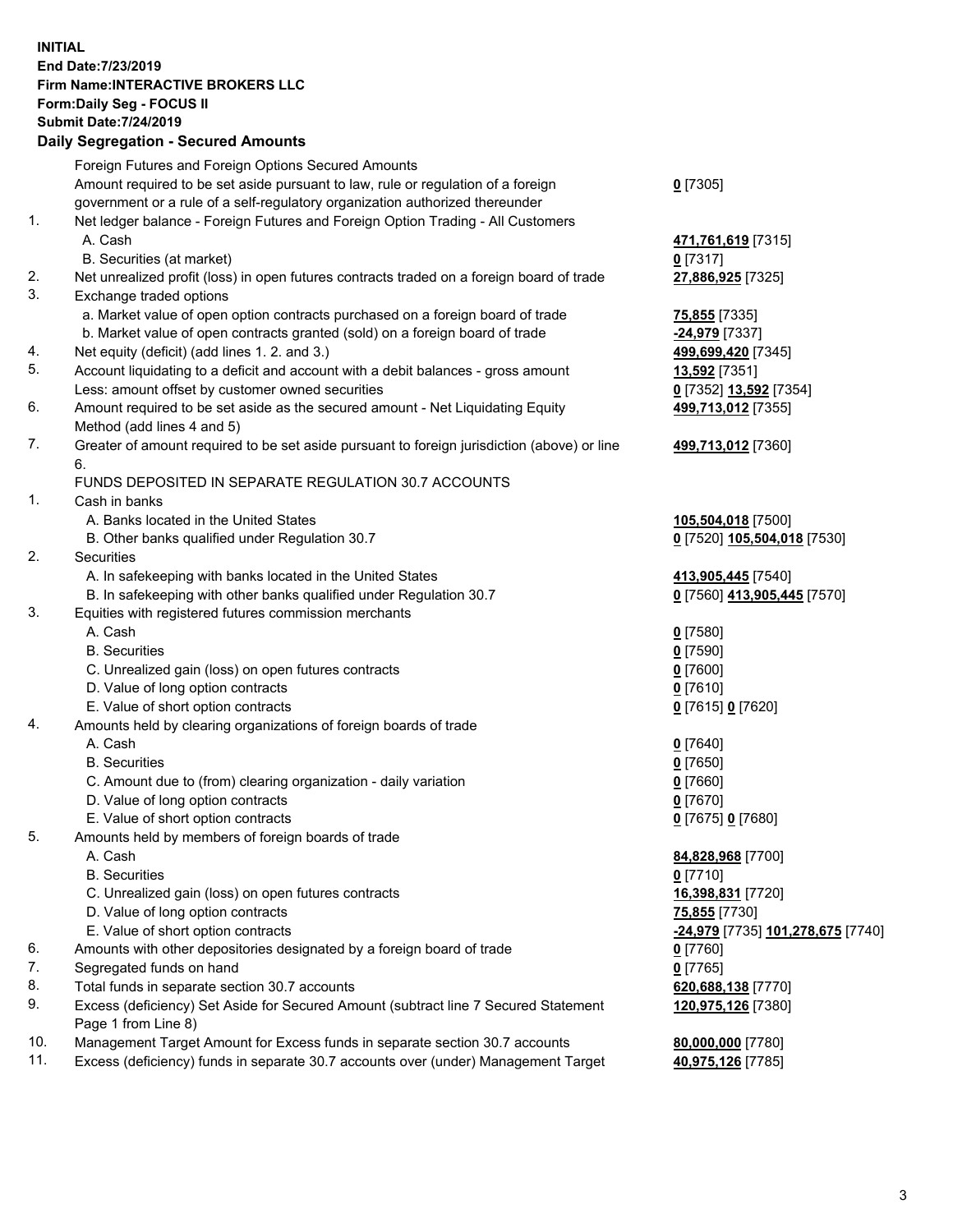**INITIAL**
**End Date:7/23/2019**
**Firm Name:INTERACTIVE BROKERS LLC**
**Form:Daily Seg - FOCUS II**
**Submit Date:7/24/2019**

## Daily Segregation - Secured Amounts

| | | |
|---|---|---|
| | Foreign Futures and Foreign Options Secured Amounts | |
| | Amount required to be set aside pursuant to law, rule or regulation of a foreign government or a rule of a self-regulatory organization authorized thereunder | **0** [7305] |
| 1. | Net ledger balance - Foreign Futures and Foreign Option Trading - All Customers | |
| | A. Cash | **471,761,619** [7315] |
| | B. Securities (at market) | **0** [7317] |
| 2. | Net unrealized profit (loss) in open futures contracts traded on a foreign board of trade | **27,886,925** [7325] |
| 3. | Exchange traded options | |
| | a. Market value of open option contracts purchased on a foreign board of trade | **75,855** [7335] |
| | b. Market value of open contracts granted (sold) on a foreign board of trade | **-24,979** [7337] |
| 4. | Net equity (deficit) (add lines 1. 2. and 3.) | **499,699,420** [7345] |
| 5. | Account liquidating to a deficit and account with a debit balances - gross amount | **13,592** [7351] |
| | Less: amount offset by customer owned securities | **0** [7352] **13,592** [7354] |
| 6. | Amount required to be set aside as the secured amount - Net Liquidating Equity Method (add lines 4 and 5) | **499,713,012** [7355] |
| 7. | Greater of amount required to be set aside pursuant to foreign jurisdiction (above) or line 6. | **499,713,012** [7360] |
| | FUNDS DEPOSITED IN SEPARATE REGULATION 30.7 ACCOUNTS | |
| 1. | Cash in banks | |
| | A. Banks located in the United States | **105,504,018** [7500] |
| | B. Other banks qualified under Regulation 30.7 | **0** [7520] **105,504,018** [7530] |
| 2. | Securities | |
| | A. In safekeeping with banks located in the United States | **413,905,445** [7540] |
| | B. In safekeeping with other banks qualified under Regulation 30.7 | **0** [7560] **413,905,445** [7570] |
| 3. | Equities with registered futures commission merchants | |
| | A. Cash | **0** [7580] |
| | B. Securities | **0** [7590] |
| | C. Unrealized gain (loss) on open futures contracts | **0** [7600] |
| | D. Value of long option contracts | **0** [7610] |
| | E. Value of short option contracts | **0** [7615] **0** [7620] |
| 4. | Amounts held by clearing organizations of foreign boards of trade | |
| | A. Cash | **0** [7640] |
| | B. Securities | **0** [7650] |
| | C. Amount due to (from) clearing organization - daily variation | **0** [7660] |
| | D. Value of long option contracts | **0** [7670] |
| | E. Value of short option contracts | **0** [7675] **0** [7680] |
| 5. | Amounts held by members of foreign boards of trade | |
| | A. Cash | **84,828,968** [7700] |
| | B. Securities | **0** [7710] |
| | C. Unrealized gain (loss) on open futures contracts | **16,398,831** [7720] |
| | D. Value of long option contracts | **75,855** [7730] |
| | E. Value of short option contracts | **-24,979** [7735] **101,278,675** [7740] |
| 6. | Amounts with other depositories designated by a foreign board of trade | **0** [7760] |
| 7. | Segregated funds on hand | **0** [7765] |
| 8. | Total funds in separate section 30.7 accounts | **620,688,138** [7770] |
| 9. | Excess (deficiency) Set Aside for Secured Amount (subtract line 7 Secured Statement Page 1 from Line 8) | **120,975,126** [7380] |
| 10. | Management Target Amount for Excess funds in separate section 30.7 accounts | **80,000,000** [7780] |
| 11. | Excess (deficiency) funds in separate 30.7 accounts over (under) Management Target | **40,975,126** [7785] |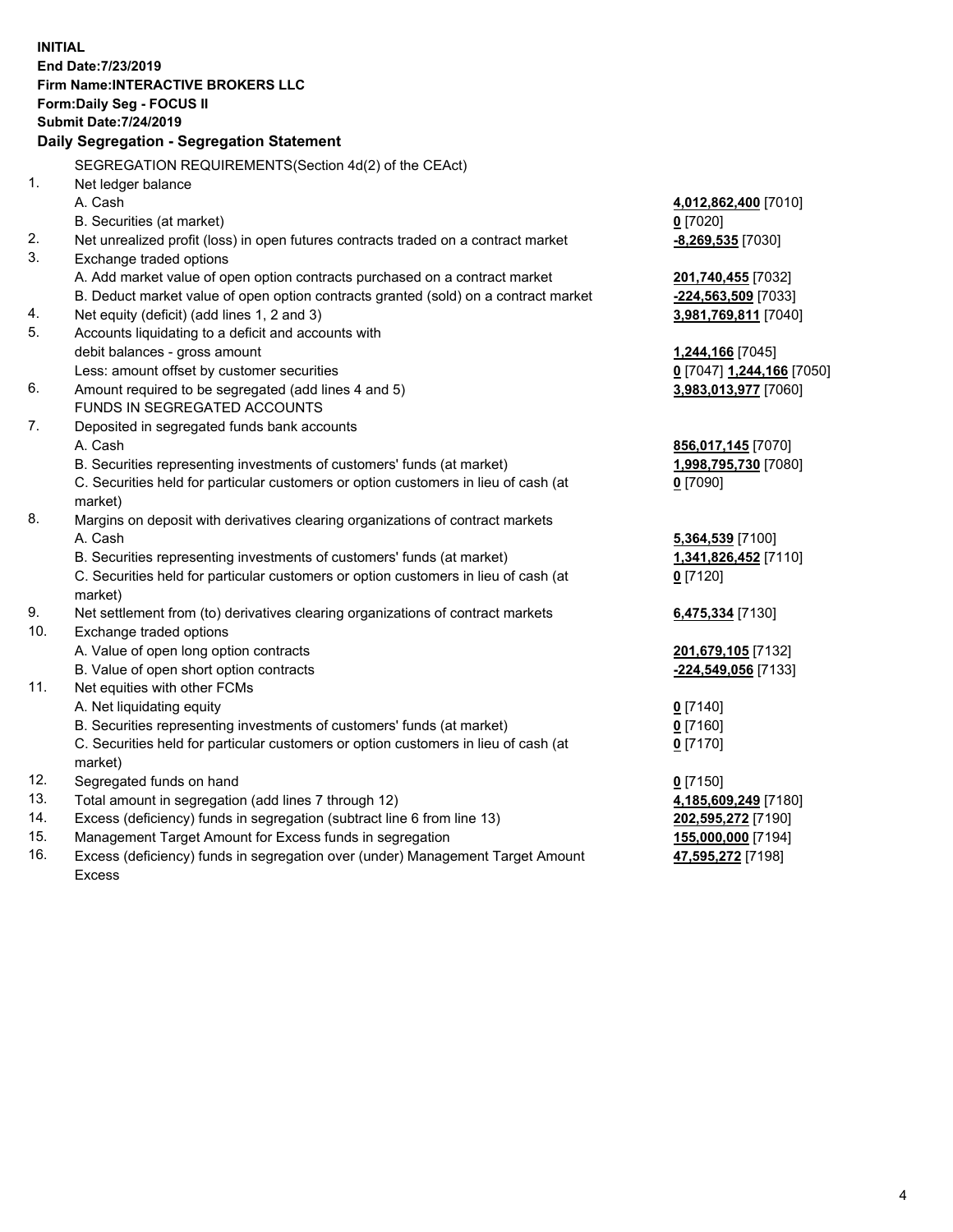**INITIAL**
**End Date:7/23/2019**
**Firm Name:INTERACTIVE BROKERS LLC**
**Form:Daily Seg - FOCUS II**
**Submit Date:7/24/2019**

**Daily Segregation - Segregation Statement**

SEGREGATION REQUIREMENTS(Section 4d(2) of the CEAct)

| | | |
|---|---|---|
| 1. | Net ledger balance | |
| | A. Cash | **4,012,862,400** [7010] |
| | B. Securities (at market) | **0** [7020] |
| 2. | Net unrealized profit (loss) in open futures contracts traded on a contract market | **-8,269,535** [7030] |
| 3. | Exchange traded options | |
| | A. Add market value of open option contracts purchased on a contract market | **201,740,455** [7032] |
| | B. Deduct market value of open option contracts granted (sold) on a contract market | **-224,563,509** [7033] |
| 4. | Net equity (deficit) (add lines 1, 2 and 3) | **3,981,769,811** [7040] |
| 5. | Accounts liquidating to a deficit and accounts with | |
| | debit balances - gross amount | **1,244,166** [7045] |
| | Less: amount offset by customer securities | **0** [7047] **1,244,166** [7050] |
| 6. | Amount required to be segregated (add lines 4 and 5) | **3,983,013,977** [7060] |
| | FUNDS IN SEGREGATED ACCOUNTS | |
| 7. | Deposited in segregated funds bank accounts | |
| | A. Cash | **856,017,145** [7070] |
| | B. Securities representing investments of customers' funds (at market) | **1,998,795,730** [7080] |
| | C. Securities held for particular customers or option customers in lieu of cash (at market) | **0** [7090] |
| 8. | Margins on deposit with derivatives clearing organizations of contract markets | |
| | A. Cash | **5,364,539** [7100] |
| | B. Securities representing investments of customers' funds (at market) | **1,341,826,452** [7110] |
| | C. Securities held for particular customers or option customers in lieu of cash (at market) | **0** [7120] |
| 9. | Net settlement from (to) derivatives clearing organizations of contract markets | **6,475,334** [7130] |
| 10. | Exchange traded options | |
| | A. Value of open long option contracts | **201,679,105** [7132] |
| | B. Value of open short option contracts | **-224,549,056** [7133] |
| 11. | Net equities with other FCMs | |
| | A. Net liquidating equity | **0** [7140] |
| | B. Securities representing investments of customers' funds (at market) | **0** [7160] |
| | C. Securities held for particular customers or option customers in lieu of cash (at market) | **0** [7170] |
| 12. | Segregated funds on hand | **0** [7150] |
| 13. | Total amount in segregation (add lines 7 through 12) | **4,185,609,249** [7180] |
| 14. | Excess (deficiency) funds in segregation (subtract line 6 from line 13) | **202,595,272** [7190] |
| 15. | Management Target Amount for Excess funds in segregation | **155,000,000** [7194] |
| 16. | Excess (deficiency) funds in segregation over (under) Management Target Amount Excess | **47,595,272** [7198] |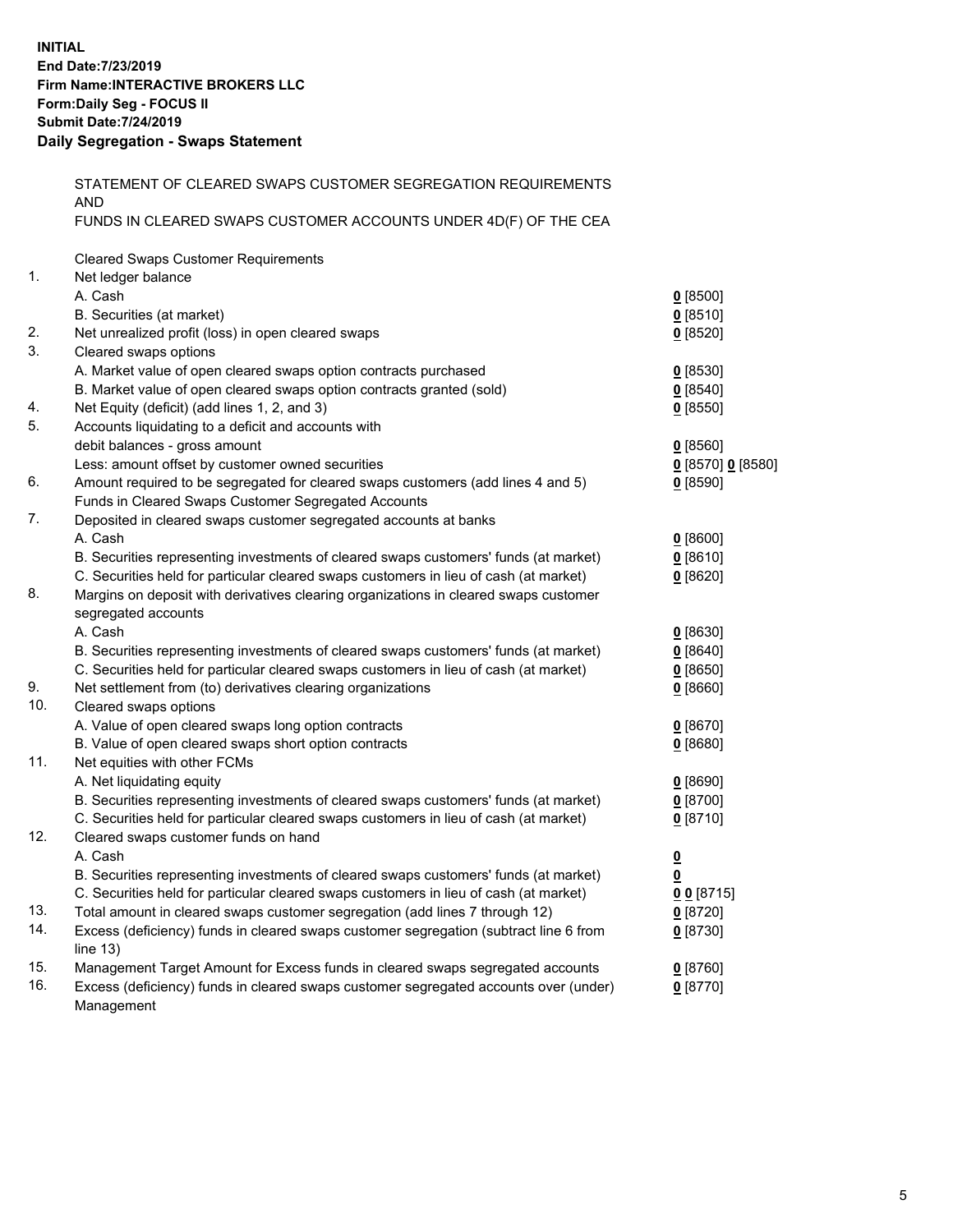**INITIAL**
**End Date:7/23/2019**
**Firm Name:INTERACTIVE BROKERS LLC**
**Form:Daily Seg - FOCUS II**
**Submit Date:7/24/2019**
**Daily Segregation - Swaps Statement**

STATEMENT OF CLEARED SWAPS CUSTOMER SEGREGATION REQUIREMENTS
AND
FUNDS IN CLEARED SWAPS CUSTOMER ACCOUNTS UNDER 4D(F) OF THE CEA

| | | |
|---|---|---|
| | Cleared Swaps Customer Requirements | |
| 1. | Net ledger balance | |
| | A. Cash | 0 [8500] |
| | B. Securities (at market) | 0 [8510] |
| 2. | Net unrealized profit (loss) in open cleared swaps | 0 [8520] |
| 3. | Cleared swaps options | |
| | A. Market value of open cleared swaps option contracts purchased | 0 [8530] |
| | B. Market value of open cleared swaps option contracts granted (sold) | 0 [8540] |
| 4. | Net Equity (deficit) (add lines 1, 2, and 3) | 0 [8550] |
| 5. | Accounts liquidating to a deficit and accounts with | |
| | debit balances - gross amount | 0 [8560] |
| | Less: amount offset by customer owned securities | 0 [8570] 0 [8580] |
| 6. | Amount required to be segregated for cleared swaps customers (add lines 4 and 5) | 0 [8590] |
| | Funds in Cleared Swaps Customer Segregated Accounts | |
| 7. | Deposited in cleared swaps customer segregated accounts at banks | |
| | A. Cash | 0 [8600] |
| | B. Securities representing investments of cleared swaps customers' funds (at market) | 0 [8610] |
| | C. Securities held for particular cleared swaps customers in lieu of cash (at market) | 0 [8620] |
| 8. | Margins on deposit with derivatives clearing organizations in cleared swaps customer segregated accounts | |
| | A. Cash | 0 [8630] |
| | B. Securities representing investments of cleared swaps customers' funds (at market) | 0 [8640] |
| | C. Securities held for particular cleared swaps customers in lieu of cash (at market) | 0 [8650] |
| 9. | Net settlement from (to) derivatives clearing organizations | 0 [8660] |
| 10. | Cleared swaps options | |
| | A. Value of open cleared swaps long option contracts | 0 [8670] |
| | B. Value of open cleared swaps short option contracts | 0 [8680] |
| 11. | Net equities with other FCMs | |
| | A. Net liquidating equity | 0 [8690] |
| | B. Securities representing investments of cleared swaps customers' funds (at market) | 0 [8700] |
| | C. Securities held for particular cleared swaps customers in lieu of cash (at market) | 0 [8710] |
| 12. | Cleared swaps customer funds on hand | |
| | A. Cash | 0 |
| | B. Securities representing investments of cleared swaps customers' funds (at market) | 0 |
| | C. Securities held for particular cleared swaps customers in lieu of cash (at market) | 0 0 [8715] |
| 13. | Total amount in cleared swaps customer segregation (add lines 7 through 12) | 0 [8720] |
| 14. | Excess (deficiency) funds in cleared swaps customer segregation (subtract line 6 from line 13) | 0 [8730] |
| 15. | Management Target Amount for Excess funds in cleared swaps segregated accounts | 0 [8760] |
| 16. | Excess (deficiency) funds in cleared swaps customer segregated accounts over (under) Management | 0 [8770] |